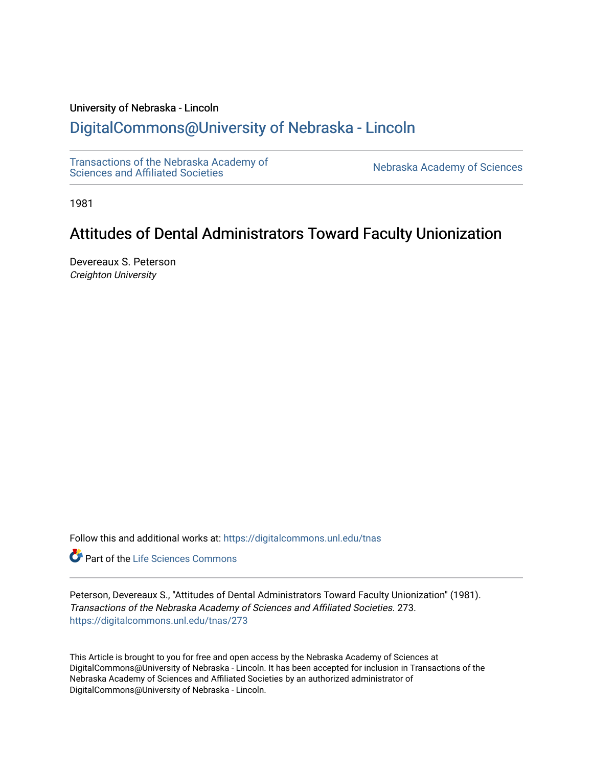University of Nebraska - Lincoln

## DigitalCommons@University of Nebraska - Lincoln

Transactions of the Nebraska Academy of Sciences and Affiliated Societies

Nebraska Academy of Sciences

1981

# Attitudes of Dental Administrators Toward Faculty Unionization

Devereaux S. Peterson
*Creighton University*

Follow this and additional works at: https://digitalcommons.unl.edu/tnas

Part of the Life Sciences Commons

Peterson, Devereaux S., "Attitudes of Dental Administrators Toward Faculty Unionization" (1981). *Transactions of the Nebraska Academy of Sciences and Affiliated Societies*. 273.
https://digitalcommons.unl.edu/tnas/273

This Article is brought to you for free and open access by the Nebraska Academy of Sciences at DigitalCommons@University of Nebraska - Lincoln. It has been accepted for inclusion in Transactions of the Nebraska Academy of Sciences and Affiliated Societies by an authorized administrator of DigitalCommons@University of Nebraska - Lincoln.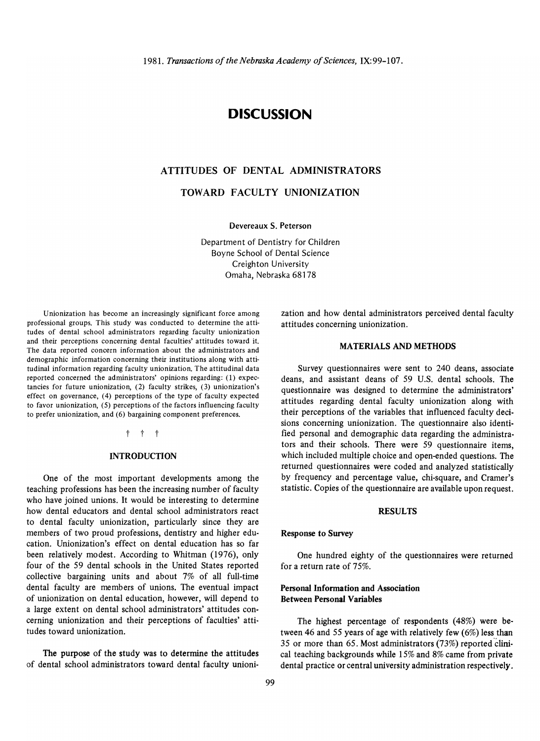# DISCUSSION

## ATTITUDES OF DENTAL ADMINISTRATORS TOWARD FACULTY UNIONIZATION

Devereaux S. Peterson

Department of Dentistry for Children
Boyne School of Dental Science
Creighton University
Omaha, Nebraska 68178

Unionization has become an increasingly significant force among professional groups. This study was conducted to determine the attitudes of dental school administrators regarding faculty unionization and their perceptions concerning dental faculties' attitudes toward it. The data reported concern information about the administrators and demographic information concerning their institutions along with attitudinal information regarding faculty unionization. The attitudinal data reported concerned the administrators' opinions regarding: (1) expectancies for future unionization, (2) faculty strikes, (3) unionization's effect on governance, (4) perceptions of the type of faculty expected to favor unionization, (5) perceptions of the factors influencing faculty to prefer unionization, and (6) bargaining component preferences.

† † †

### INTRODUCTION

One of the most important developments among the teaching professions has been the increasing number of faculty who have joined unions. It would be interesting to determine how dental educators and dental school administrators react to dental faculty unionization, particularly since they are members of two proud professions, dentistry and higher education. Unionization's effect on dental education has so far been relatively modest. According to Whitman (1976), only four of the 59 dental schools in the United States reported collective bargaining units and about 7% of all full-time dental faculty are members of unions. The eventual impact of unionization on dental education, however, will depend to a large extent on dental school administrators' attitudes concerning unionization and their perceptions of faculties' attitudes toward unionization.

The purpose of the study was to determine the attitudes of dental school administrators toward dental faculty unionization and how dental administrators perceived dental faculty attitudes concerning unionization.

### MATERIALS AND METHODS

Survey questionnaires were sent to 240 deans, associate deans, and assistant deans of 59 U.S. dental schools. The questionnaire was designed to determine the administrators' attitudes regarding dental faculty unionization along with their perceptions of the variables that influenced faculty decisions concerning unionization. The questionnaire also identified personal and demographic data regarding the administrators and their schools. There were 59 questionnaire items, which included multiple choice and open-ended questions. The returned questionnaires were coded and analyzed statistically by frequency and percentage value, chi-square, and Cramer's statistic. Copies of the questionnaire are available upon request.

### RESULTS

#### Response to Survey

One hundred eighty of the questionnaires were returned for a return rate of 75%.

#### Personal Information and Association Between Personal Variables

The highest percentage of respondents (48%) were between 46 and 55 years of age with relatively few (6%) less than 35 or more than 65. Most administrators (73%) reported clinical teaching backgrounds while 15% and 8% came from private dental practice or central university administration respectively.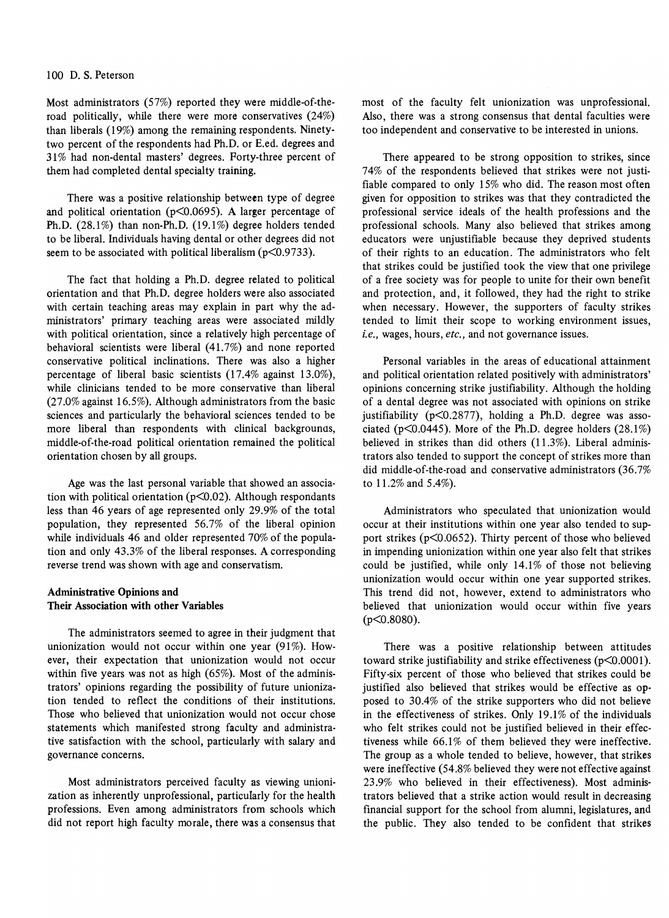Most administrators (57%) reported they were middle-of-the-road politically, while there were more conservatives (24%) than liberals (19%) among the remaining respondents. Ninety-two percent of the respondents had Ph.D. or E.ed. degrees and 31% had non-dental masters' degrees. Forty-three percent of them had completed dental specialty training.

There was a positive relationship between type of degree and political orientation ($p<0.0695$). A larger percentage of Ph.D. (28.1%) than non-Ph.D. (19.1%) degree holders tended to be liberal. Individuals having dental or other degrees did not seem to be associated with political liberalism ($p<0.9733$).

The fact that holding a Ph.D. degree related to political orientation and that Ph.D. degree holders were also associated with certain teaching areas may explain in part why the administrators' primary teaching areas were associated mildly with political orientation, since a relatively high percentage of behavioral scientists were liberal (41.7%) and none reported conservative political inclinations. There was also a higher percentage of liberal basic scientists (17.4% against 13.0%), while clinicians tended to be more conservative than liberal (27.0% against 16.5%). Although administrators from the basic sciences and particularly the behavioral sciences tended to be more liberal than respondents with clinical backgrounas, middle-of-the-road political orientation remained the political orientation chosen by all groups.

Age was the last personal variable that showed an association with political orientation ($p<0.02$). Although respondants less than 46 years of age represented only 29.9% of the total population, they represented 56.7% of the liberal opinion while individuals 46 and older represented 70% of the population and only 43.3% of the liberal responses. A corresponding reverse trend was shown with age and conservatism.

### Administrative Opinions and Their Association with other Variables

The administrators seemed to agree in their judgment that unionization would not occur within one year (91%). However, their expectation that unionization would not occur within five years was not as high (65%). Most of the administrators' opinions regarding the possibility of future unionization tended to reflect the conditions of their institutions. Those who believed that unionization would not occur chose statements which manifested strong faculty and administrative satisfaction with the school, particularly with salary and governance concerns.

Most administrators perceived faculty as viewing unionization as inherently unprofessional, particularly for the health professions. Even among administrators from schools which did not report high faculty morale, there was a consensus that most of the faculty felt unionization was unprofessional. Also, there was a strong consensus that dental faculties were too independent and conservative to be interested in unions.

There appeared to be strong opposition to strikes, since 74% of the respondents believed that strikes were not justifiable compared to only 15% who did. The reason most often given for opposition to strikes was that they contradicted the professional service ideals of the health professions and the professional schools. Many also believed that strikes among educators were unjustifiable because they deprived students of their rights to an education. The administrators who felt that strikes could be justified took the view that one privilege of a free society was for people to unite for their own benefit and protection, and, it followed, they had the right to strike when necessary. However, the supporters of faculty strikes tended to limit their scope to working environment issues, *i.e.*, wages, hours, *etc.*, and not governance issues.

Personal variables in the areas of educational attainment and political orientation related positively with administrators' opinions concerning strike justifiability. Although the holding of a dental degree was not associated with opinions on strike justifiability ($p<0.2877$), holding a Ph.D. degree was associated ($p<0.0445$). More of the Ph.D. degree holders (28.1%) believed in strikes than did others (11.3%). Liberal administrators also tended to support the concept of strikes more than did middle-of-the-road and conservative administrators (36.7% to 11.2% and 5.4%).

Administrators who speculated that unionization would occur at their institutions within one year also tended to support strikes ($p<0.0652$). Thirty percent of those who believed in impending unionization within one year also felt that strikes could be justified, while only 14.1% of those not believing unionization would occur within one year supported strikes. This trend did not, however, extend to administrators who believed that unionization would occur within five years ($p<0.8080$).

There was a positive relationship between attitudes toward strike justifiability and strike effectiveness ($p<0.0001$). Fifty-six percent of those who believed that strikes could be justified also believed that strikes would be effective as opposed to 30.4% of the strike supporters who did not believe in the effectiveness of strikes. Only 19.1% of the individuals who felt strikes could not be justified believed in their effectiveness while 66.1% of them believed they were ineffective. The group as a whole tended to believe, however, that strikes were ineffective (54.8% believed they were not effective against 23.9% who believed in their effectiveness). Most administrators believed that a strike action would result in decreasing financial support for the school from alumni, legislatures, and the public. They also tended to be confident that strikes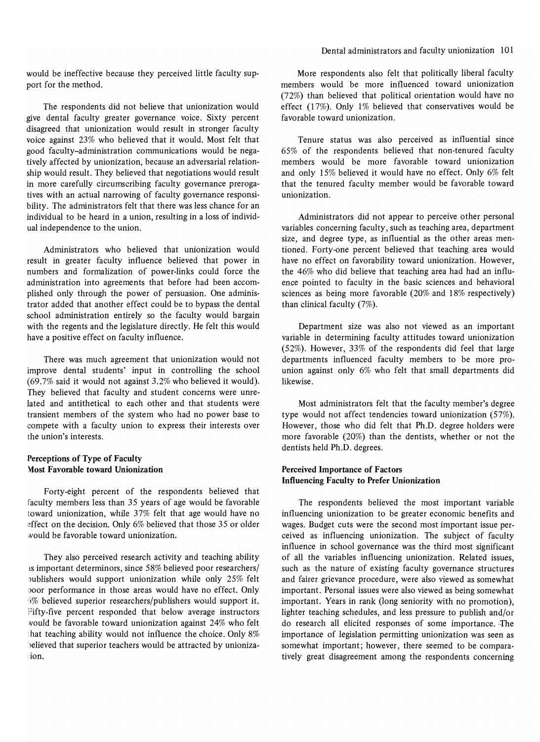would be ineffective because they perceived little faculty support for the method.

The respondents did not believe that unionization would give dental faculty greater governance voice. Sixty percent disagreed that unionization would result in stronger faculty voice against 23% who believed that it would. Most felt that good faculty–administration communications would be negatively affected by unionization, because an adversarial relationship would result. They believed that negotiations would result in more carefully circumscribing faculty governance prerogatives with an actual narrowing of faculty governance responsibility. The administrators felt that there was less chance for an individual to be heard in a union, resulting in a loss of individual independence to the union.

Administrators who believed that unionization would result in greater faculty influence believed that power in numbers and formalization of power-links could force the administration into agreements that before had been accomplished only through the power of persuasion. One administrator added that another effect could be to bypass the dental school administration entirely so the faculty would bargain with the regents and the legislature directly. He felt this would have a positive effect on faculty influence.

There was much agreement that unionization would not improve dental students' input in controlling the school (69.7% said it would not against 3.2% who believed it would). They believed that faculty and student concerns were unrelated and antithetical to each other and that students were transient members of the system who had no power base to compete with a faculty union to express their interests over the union's interests.

### Perceptions of Type of Faculty Most Favorable toward Unionization

Forty-eight percent of the respondents believed that faculty members less than 35 years of age would be favorable toward unionization, while 37% felt that age would have no effect on the decision. Only 6% believed that those 35 or older would be favorable toward unionization.

They also perceived research activity and teaching ability as important determinors, since 58% believed poor researchers/publishers would support unionization while only 25% felt poor performance in those areas would have no effect. Only 6% believed superior researchers/publishers would support it. Fifty-five percent responded that below average instructors would be favorable toward unionization against 24% who felt that teaching ability would not influence the choice. Only 8% believed that superior teachers would be attracted by unionization.

More respondents also felt that politically liberal faculty members would be more influenced toward unionization (72%) than believed that political orientation would have no effect (17%). Only 1% believed that conservatives would be favorable toward unionization.

Tenure status was also perceived as influential since 65% of the respondents believed that non-tenured faculty members would be more favorable toward unionization and only 15% believed it would have no effect. Only 6% felt that the tenured faculty member would be favorable toward unionization.

Administrators did not appear to perceive other personal variables concerning faculty, such as teaching area, department size, and degree type, as influential as the other areas mentioned. Forty-one percent believed that teaching area would have no effect on favorability toward unionization. However, the 46% who did believe that teaching area had had an influence pointed to faculty in the basic sciences and behavioral sciences as being more favorable (20% and 18% respectively) than clinical faculty (7%).

Department size was also not viewed as an important variable in determining faculty attitudes toward unionization (52%). However, 33% of the respondents did feel that large departments influenced faculty members to be more pro-union against only 6% who felt that small departments did likewise.

Most administrators felt that the faculty member's degree type would not affect tendencies toward unionization (57%). However, those who did felt that Ph.D. degree holders were more favorable (20%) than the dentists, whether or not the dentists held Ph.D. degrees.

### Perceived Importance of Factors Influencing Faculty to Prefer Unionization

The respondents believed the most important variable influencing unionization to be greater economic benefits and wages. Budget cuts were the second most important issue perceived as influencing unionization. The subject of faculty influence in school governance was the third most significant of all the variables influencing unionization. Related issues, such as the nature of existing faculty governance structures and fairer grievance procedure, were also viewed as somewhat important. Personal issues were also viewed as being somewhat important. Years in rank (long seniority with no promotion), lighter teaching schedules, and less pressure to publish and/or do research all elicited responses of some importance. The importance of legislation permitting unionization was seen as somewhat important; however, there seemed to be comparatively great disagreement among the respondents concerning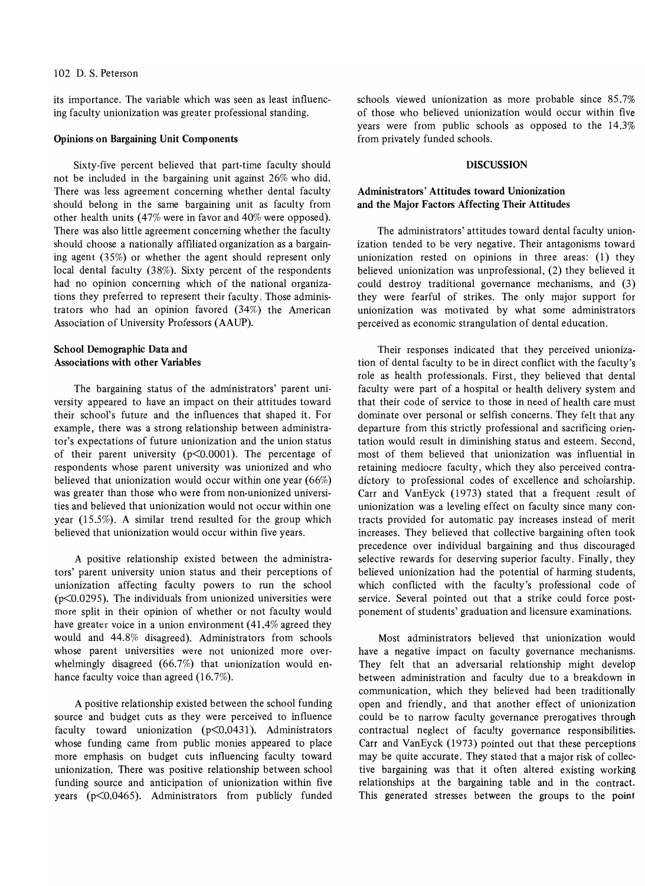its importance. The variable which was seen as least influencing faculty unionization was greater professional standing.

### Opinions on Bargaining Unit Components

Sixty-five percent believed that part-time faculty should not be included in the bargaining unit against 26% who did. There was less agreement concerning whether dental faculty should belong in the same bargaining unit as faculty from other health units (47% were in favor and 40% were opposed). There was also little agreement concerning whether the faculty should choose a nationally affiliated organization as a bargaining agent (35%) or whether the agent should represent only local dental faculty (38%). Sixty percent of the respondents had no opinion concerning which of the national organizations they preferred to represent their faculty. Those administrators who had an opinion favored (34%) the American Association of University Professors (AAUP).

### School Demographic Data and Associations with other Variables

The bargaining status of the administrators' parent university appeared to have an impact on their attitudes toward their school's future and the influences that shaped it. For example, there was a strong relationship between administrator's expectations of future unionization and the union status of their parent university ($p<0.0001$). The percentage of respondents whose parent university was unionized and who believed that unionization would occur within one year (66%) was greater than those who were from non-unionized universities and believed that unionization would not occur within one year (15.5%). A similar trend resulted for the group which believed that unionization would occur within five years.

A positive relationship existed between the administrators' parent university union status and their perceptions of unionization affecting faculty powers to run the school ($p<0.0295$). The individuals from unionized universities were more split in their opinion of whether or not faculty would have greater voice in a union environment (41.4% agreed they would and 44.8% disagreed). Administrators from schools whose parent universities were not unionized more overwhelmingly disagreed (66.7%) that unionization would enhance faculty voice than agreed (16.7%).

A positive relationship existed between the school funding source and budget cuts as they were perceived to influence faculty toward unionization ($p<0.0431$). Administrators whose funding came from public monies appeared to place more emphasis on budget cuts influencing faculty toward unionization. There was positive relationship between school funding source and anticipation of unionization within five years ($p<0.0465$). Administrators from publicly funded schools viewed unionization as more probable since 85.7% of those who believed unionization would occur within five years were from public schools as opposed to the 14.3% from privately funded schools.

## DISCUSSION

### Administrators' Attitudes toward Unionization and the Major Factors Affecting Their Attitudes

The administrators' attitudes toward dental faculty unionization tended to be very negative. Their antagonisms toward unionization rested on opinions in three areas: (1) they believed unionization was unprofessional, (2) they believed it could destroy traditional governance mechanisms, and (3) they were fearful of strikes. The only major support for unionization was motivated by what some administrators perceived as economic strangulation of dental education.

Their responses indicated that they perceived unionization of dental faculty to be in direct conflict with the faculty's role as health professionals. First, they believed that dental faculty were part of a hospital or health delivery system and that their code of service to those in need of health care must dominate over personal or selfish concerns. They felt that any departure from this strictly professional and sacrificing orientation would result in diminishing status and esteem. Second, most of them believed that unionization was influential in retaining mediocre faculty, which they also perceived contradictory to professional codes of excellence and scholarship. Carr and VanEyck (1973) stated that a frequent result of unionization was a leveling effect on faculty since many contracts provided for automatic pay increases instead of merit increases. They believed that collective bargaining often took precedence over individual bargaining and thus discouraged selective rewards for deserving superior faculty. Finally, they believed unionization had the potential of harming students, which conflicted with the faculty's professional code of service. Several pointed out that a strike could force postponement of students' graduation and licensure examinations.

Most administrators believed that unionization would have a negative impact on faculty governance mechanisms. They felt that an adversarial relationship might develop between administration and faculty due to a breakdown in communication, which they believed had been traditionally open and friendly, and that another effect of unionization could be to narrow faculty governance prerogatives through contractual neglect of faculty governance responsibilities. Carr and VanEyck (1973) pointed out that these perceptions may be quite accurate. They stated that a major risk of collective bargaining was that it often altered existing working relationships at the bargaining table and in the contract. This generated stresses between the groups to the point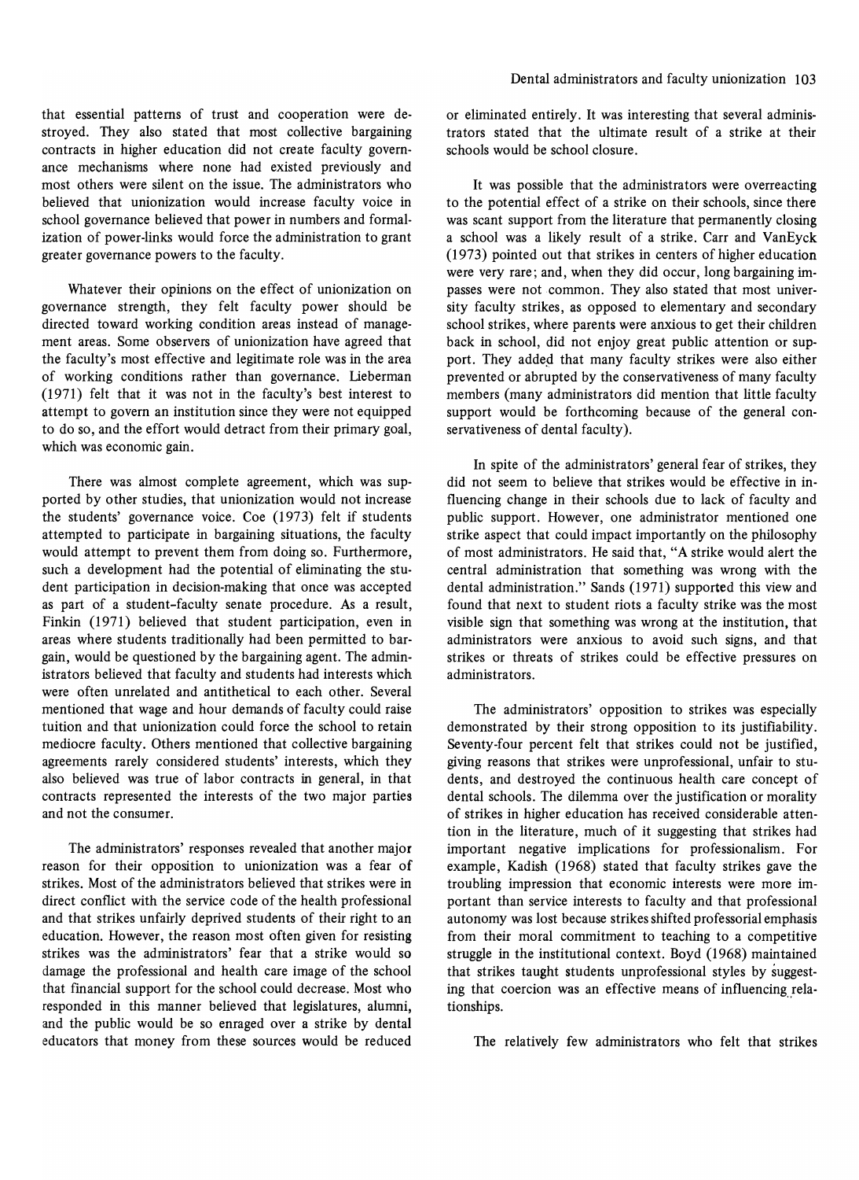that essential patterns of trust and cooperation were destroyed. They also stated that most collective bargaining contracts in higher education did not create faculty governance mechanisms where none had existed previously and most others were silent on the issue. The administrators who believed that unionization would increase faculty voice in school governance believed that power in numbers and formalization of power-links would force the administration to grant greater governance powers to the faculty.

Whatever their opinions on the effect of unionization on governance strength, they felt faculty power should be directed toward working condition areas instead of management areas. Some observers of unionization have agreed that the faculty's most effective and legitimate role was in the area of working conditions rather than governance. Lieberman (1971) felt that it was not in the faculty's best interest to attempt to govern an institution since they were not equipped to do so, and the effort would detract from their primary goal, which was economic gain.

There was almost complete agreement, which was supported by other studies, that unionization would not increase the students' governance voice. Coe (1973) felt if students attempted to participate in bargaining situations, the faculty would attempt to prevent them from doing so. Furthermore, such a development had the potential of eliminating the student participation in decision-making that once was accepted as part of a student-faculty senate procedure. As a result, Finkin (1971) believed that student participation, even in areas where students traditionally had been permitted to bargain, would be questioned by the bargaining agent. The administrators believed that faculty and students had interests which were often unrelated and antithetical to each other. Several mentioned that wage and hour demands of faculty could raise tuition and that unionization could force the school to retain mediocre faculty. Others mentioned that collective bargaining agreements rarely considered students' interests, which they also believed was true of labor contracts in general, in that contracts represented the interests of the two major parties and not the consumer.

The administrators' responses revealed that another major reason for their opposition to unionization was a fear of strikes. Most of the administrators believed that strikes were in direct conflict with the service code of the health professional and that strikes unfairly deprived students of their right to an education. However, the reason most often given for resisting strikes was the administrators' fear that a strike would so damage the professional and health care image of the school that financial support for the school could decrease. Most who responded in this manner believed that legislatures, alumni, and the public would be so enraged over a strike by dental educators that money from these sources would be reduced or eliminated entirely. It was interesting that several administrators stated that the ultimate result of a strike at their schools would be school closure.

It was possible that the administrators were overreacting to the potential effect of a strike on their schools, since there was scant support from the literature that permanently closing a school was a likely result of a strike. Carr and VanEyck (1973) pointed out that strikes in centers of higher education were very rare; and, when they did occur, long bargaining impasses were not common. They also stated that most university faculty strikes, as opposed to elementary and secondary school strikes, where parents were anxious to get their children back in school, did not enjoy great public attention or support. They added that many faculty strikes were also either prevented or abrupted by the conservativeness of many faculty members (many administrators did mention that little faculty support would be forthcoming because of the general conservativeness of dental faculty).

In spite of the administrators' general fear of strikes, they did not seem to believe that strikes would be effective in influencing change in their schools due to lack of faculty and public support. However, one administrator mentioned one strike aspect that could impact importantly on the philosophy of most administrators. He said that, "A strike would alert the central administration that something was wrong with the dental administration." Sands (1971) supported this view and found that next to student riots a faculty strike was the most visible sign that something was wrong at the institution, that administrators were anxious to avoid such signs, and that strikes or threats of strikes could be effective pressures on administrators.

The administrators' opposition to strikes was especially demonstrated by their strong opposition to its justifiability. Seventy-four percent felt that strikes could not be justified, giving reasons that strikes were unprofessional, unfair to students, and destroyed the continuous health care concept of dental schools. The dilemma over the justification or morality of strikes in higher education has received considerable attention in the literature, much of it suggesting that strikes had important negative implications for professionalism. For example, Kadish (1968) stated that faculty strikes gave the troubling impression that economic interests were more important than service interests to faculty and that professional autonomy was lost because strikes shifted professorial emphasis from their moral commitment to teaching to a competitive struggle in the institutional context. Boyd (1968) maintained that strikes taught students unprofessional styles by suggesting that coercion was an effective means of influencing relationships.

The relatively few administrators who felt that strikes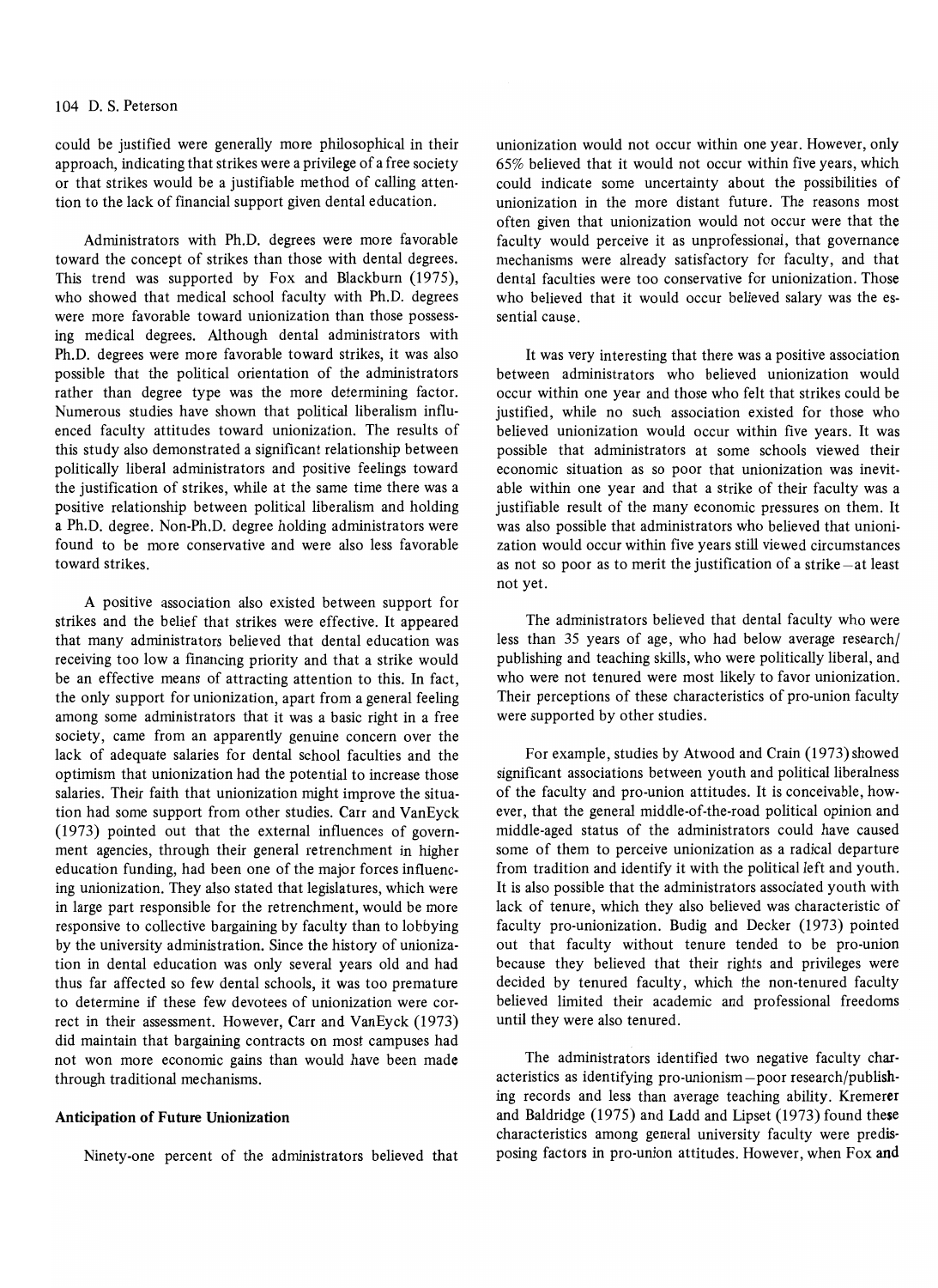could be justified were generally more philosophical in their approach, indicating that strikes were a privilege of a free society or that strikes would be a justifiable method of calling attention to the lack of financial support given dental education.

Administrators with Ph.D. degrees were more favorable toward the concept of strikes than those with dental degrees. This trend was supported by Fox and Blackburn (1975), who showed that medical school faculty with Ph.D. degrees were more favorable toward unionization than those possessing medical degrees. Although dental administrators with Ph.D. degrees were more favorable toward strikes, it was also possible that the political orientation of the administrators rather than degree type was the more determining factor. Numerous studies have shown that political liberalism influenced faculty attitudes toward unionization. The results of this study also demonstrated a significant relationship between politically liberal administrators and positive feelings toward the justification of strikes, while at the same time there was a positive relationship between political liberalism and holding a Ph.D. degree. Non-Ph.D. degree holding administrators were found to be more conservative and were also less favorable toward strikes.

A positive association also existed between support for strikes and the belief that strikes were effective. It appeared that many administrators believed that dental education was receiving too low a financing priority and that a strike would be an effective means of attracting attention to this. In fact, the only support for unionization, apart from a general feeling among some administrators that it was a basic right in a free society, came from an apparently genuine concern over the lack of adequate salaries for dental school faculties and the optimism that unionization had the potential to increase those salaries. Their faith that unionization might improve the situation had some support from other studies. Carr and VanEyck (1973) pointed out that the external influences of government agencies, through their general retrenchment in higher education funding, had been one of the major forces influencing unionization. They also stated that legislatures, which were in large part responsible for the retrenchment, would be more responsive to collective bargaining by faculty than to lobbying by the university administration. Since the history of unionization in dental education was only several years old and had thus far affected so few dental schools, it was too premature to determine if these few devotees of unionization were correct in their assessment. However, Carr and VanEyck (1973) did maintain that bargaining contracts on most campuses had not won more economic gains than would have been made through traditional mechanisms.

### Anticipation of Future Unionization

Ninety-one percent of the administrators believed that unionization would not occur within one year. However, only 65% believed that it would not occur within five years, which could indicate some uncertainty about the possibilities of unionization in the more distant future. The reasons most often given that unionization would not occur were that the faculty would perceive it as unprofessional, that governance mechanisms were already satisfactory for faculty, and that dental faculties were too conservative for unionization. Those who believed that it would occur believed salary was the essential cause.

It was very interesting that there was a positive association between administrators who believed unionization would occur within one year and those who felt that strikes could be justified, while no such association existed for those who believed unionization would occur within five years. It was possible that administrators at some schools viewed their economic situation as so poor that unionization was inevitable within one year and that a strike of their faculty was a justifiable result of the many economic pressures on them. It was also possible that administrators who believed that unionization would occur within five years still viewed circumstances as not so poor as to merit the justification of a strike—at least not yet.

The administrators believed that dental faculty who were less than 35 years of age, who had below average research/publishing and teaching skills, who were politically liberal, and who were not tenured were most likely to favor unionization. Their perceptions of these characteristics of pro-union faculty were supported by other studies.

For example, studies by Atwood and Crain (1973) showed significant associations between youth and political liberalness of the faculty and pro-union attitudes. It is conceivable, however, that the general middle-of-the-road political opinion and middle-aged status of the administrators could have caused some of them to perceive unionization as a radical departure from tradition and identify it with the political left and youth. It is also possible that the administrators associated youth with lack of tenure, which they also believed was characteristic of faculty pro-unionization. Budig and Decker (1973) pointed out that faculty without tenure tended to be pro-union because they believed that their rights and privileges were decided by tenured faculty, which the non-tenured faculty believed limited their academic and professional freedoms until they were also tenured.

The administrators identified two negative faculty characteristics as identifying pro-unionism—poor research/publishing records and less than average teaching ability. Kremerer and Baldridge (1975) and Ladd and Lipset (1973) found these characteristics among general university faculty were predisposing factors in pro-union attitudes. However, when Fox and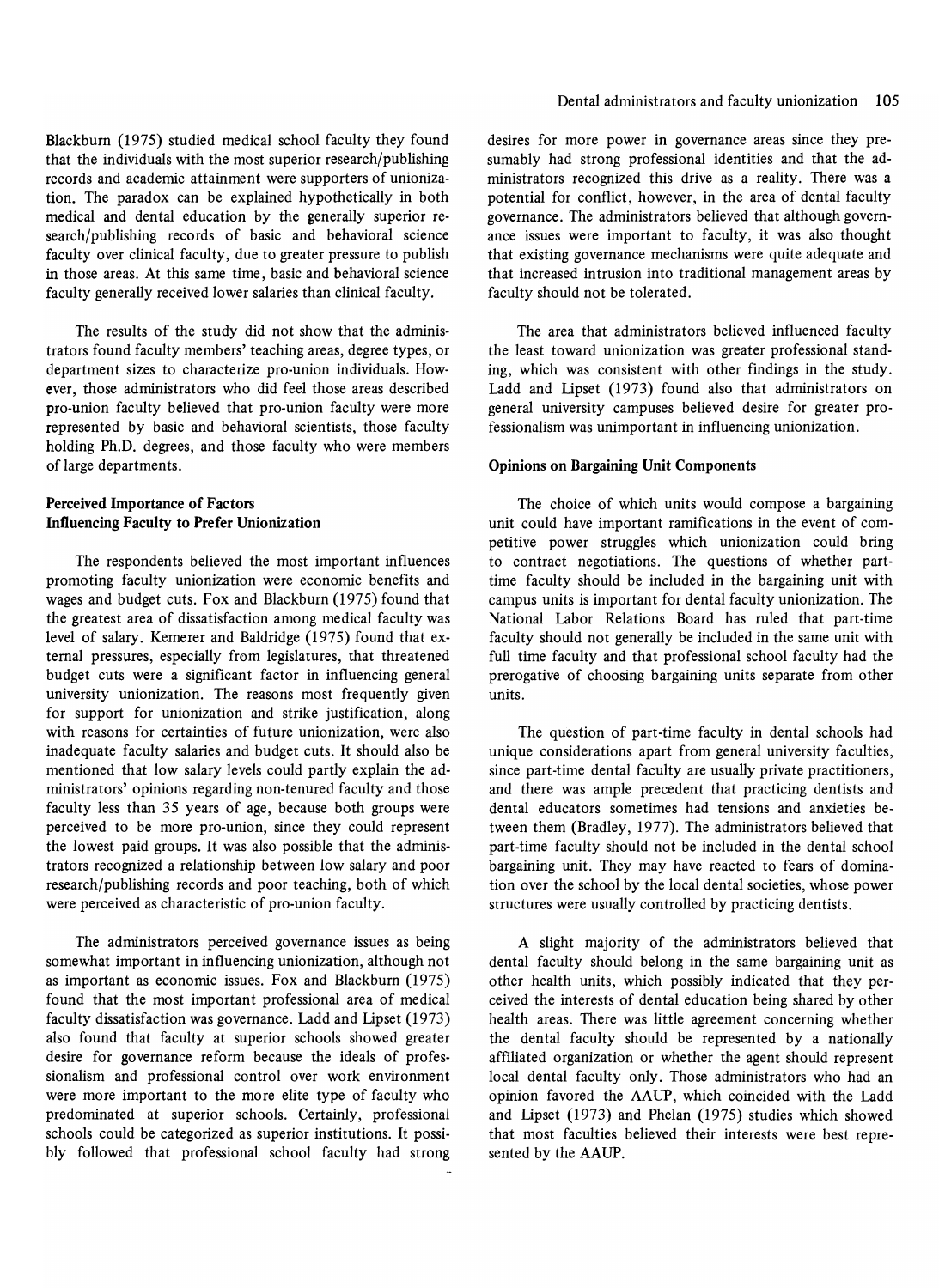Blackburn (1975) studied medical school faculty they found that the individuals with the most superior research/publishing records and academic attainment were supporters of unionization. The paradox can be explained hypothetically in both medical and dental education by the generally superior research/publishing records of basic and behavioral science faculty over clinical faculty, due to greater pressure to publish in those areas. At this same time, basic and behavioral science faculty generally received lower salaries than clinical faculty.

The results of the study did not show that the administrators found faculty members' teaching areas, degree types, or department sizes to characterize pro-union individuals. However, those administrators who did feel those areas described pro-union faculty believed that pro-union faculty were more represented by basic and behavioral scientists, those faculty holding Ph.D. degrees, and those faculty who were members of large departments.

### Perceived Importance of Factors Influencing Faculty to Prefer Unionization

The respondents believed the most important influences promoting faculty unionization were economic benefits and wages and budget cuts. Fox and Blackburn (1975) found that the greatest area of dissatisfaction among medical faculty was level of salary. Kemerer and Baldridge (1975) found that external pressures, especially from legislatures, that threatened budget cuts were a significant factor in influencing general university unionization. The reasons most frequently given for support for unionization and strike justification, along with reasons for certainties of future unionization, were also inadequate faculty salaries and budget cuts. It should also be mentioned that low salary levels could partly explain the administrators' opinions regarding non-tenured faculty and those faculty less than 35 years of age, because both groups were perceived to be more pro-union, since they could represent the lowest paid groups. It was also possible that the administrators recognized a relationship between low salary and poor research/publishing records and poor teaching, both of which were perceived as characteristic of pro-union faculty.

The administrators perceived governance issues as being somewhat important in influencing unionization, although not as important as economic issues. Fox and Blackburn (1975) found that the most important professional area of medical faculty dissatisfaction was governance. Ladd and Lipset (1973) also found that faculty at superior schools showed greater desire for governance reform because the ideals of professionalism and professional control over work environment were more important to the more elite type of faculty who predominated at superior schools. Certainly, professional schools could be categorized as superior institutions. It possibly followed that professional school faculty had strong desires for more power in governance areas since they presumably had strong professional identities and that the administrators recognized this drive as a reality. There was a potential for conflict, however, in the area of dental faculty governance. The administrators believed that although governance issues were important to faculty, it was also thought that existing governance mechanisms were quite adequate and that increased intrusion into traditional management areas by faculty should not be tolerated.

The area that administrators believed influenced faculty the least toward unionization was greater professional standing, which was consistent with other findings in the study. Ladd and Lipset (1973) found also that administrators on general university campuses believed desire for greater professionalism was unimportant in influencing unionization.

### Opinions on Bargaining Unit Components

The choice of which units would compose a bargaining unit could have important ramifications in the event of competitive power struggles which unionization could bring to contract negotiations. The questions of whether part-time faculty should be included in the bargaining unit with campus units is important for dental faculty unionization. The National Labor Relations Board has ruled that part-time faculty should not generally be included in the same unit with full time faculty and that professional school faculty had the prerogative of choosing bargaining units separate from other units.

The question of part-time faculty in dental schools had unique considerations apart from general university faculties, since part-time dental faculty are usually private practitioners, and there was ample precedent that practicing dentists and dental educators sometimes had tensions and anxieties between them (Bradley, 1977). The administrators believed that part-time faculty should not be included in the dental school bargaining unit. They may have reacted to fears of domination over the school by the local dental societies, whose power structures were usually controlled by practicing dentists.

A slight majority of the administrators believed that dental faculty should belong in the same bargaining unit as other health units, which possibly indicated that they perceived the interests of dental education being shared by other health areas. There was little agreement concerning whether the dental faculty should be represented by a nationally affiliated organization or whether the agent should represent local dental faculty only. Those administrators who had an opinion favored the AAUP, which coincided with the Ladd and Lipset (1973) and Phelan (1975) studies which showed that most faculties believed their interests were best represented by the AAUP.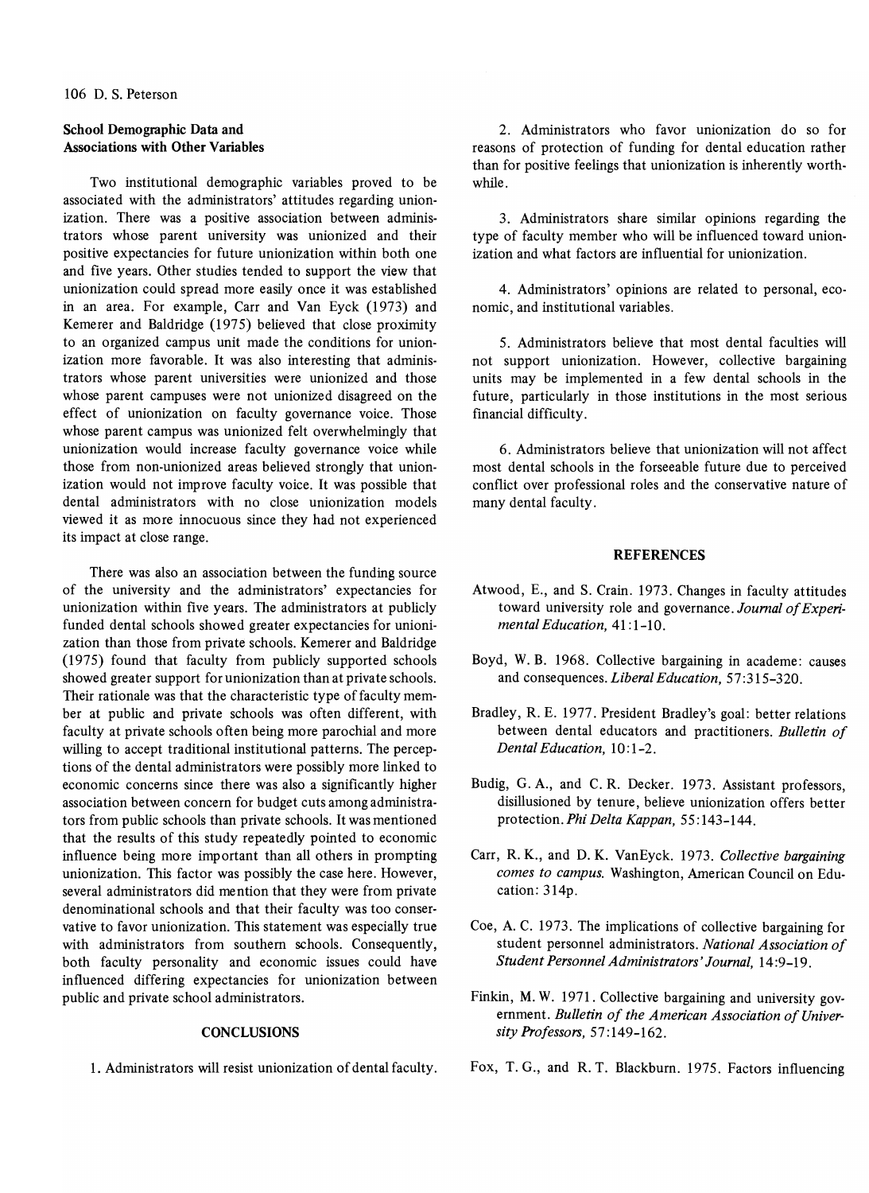### School Demographic Data and Associations with Other Variables

Two institutional demographic variables proved to be associated with the administrators' attitudes regarding unionization. There was a positive association between administrators whose parent university was unionized and their positive expectancies for future unionization within both one and five years. Other studies tended to support the view that unionization could spread more easily once it was established in an area. For example, Carr and Van Eyck (1973) and Kemerer and Baldridge (1975) believed that close proximity to an organized campus unit made the conditions for unionization more favorable. It was also interesting that administrators whose parent universities were unionized and those whose parent campuses were not unionized disagreed on the effect of unionization on faculty governance voice. Those whose parent campus was unionized felt overwhelmingly that unionization would increase faculty governance voice while those from non-unionized areas believed strongly that unionization would not improve faculty voice. It was possible that dental administrators with no close unionization models viewed it as more innocuous since they had not experienced its impact at close range.

There was also an association between the funding source of the university and the administrators' expectancies for unionization within five years. The administrators at publicly funded dental schools showed greater expectancies for unionization than those from private schools. Kemerer and Baldridge (1975) found that faculty from publicly supported schools showed greater support for unionization than at private schools. Their rationale was that the characteristic type of faculty member at public and private schools was often different, with faculty at private schools often being more parochial and more willing to accept traditional institutional patterns. The perceptions of the dental administrators were possibly more linked to economic concerns since there was also a significantly higher association between concern for budget cuts among administrators from public schools than private schools. It was mentioned that the results of this study repeatedly pointed to economic influence being more important than all others in prompting unionization. This factor was possibly the case here. However, several administrators did mention that they were from private denominational schools and that their faculty was too conservative to favor unionization. This statement was especially true with administrators from southern schools. Consequently, both faculty personality and economic issues could have influenced differing expectancies for unionization between public and private school administrators.

## CONCLUSIONS

1. Administrators will resist unionization of dental faculty.

2. Administrators who favor unionization do so for reasons of protection of funding for dental education rather than for positive feelings that unionization is inherently worthwhile.

3. Administrators share similar opinions regarding the type of faculty member who will be influenced toward unionization and what factors are influential for unionization.

4. Administrators' opinions are related to personal, economic, and institutional variables.

5. Administrators believe that most dental faculties will not support unionization. However, collective bargaining units may be implemented in a few dental schools in the future, particularly in those institutions in the most serious financial difficulty.

6. Administrators believe that unionization will not affect most dental schools in the forseeable future due to perceived conflict over professional roles and the conservative nature of many dental faculty.

## REFERENCES

Atwood, E., and S. Crain. 1973. Changes in faculty attitudes toward university role and governance. *Journal of Experimental Education,* 41:1-10.

Boyd, W. B. 1968. Collective bargaining in academe: causes and consequences. *Liberal Education,* 57:315-320.

Bradley, R. E. 1977. President Bradley's goal: better relations between dental educators and practitioners. *Bulletin of Dental Education,* 10:1-2.

Budig, G. A., and C. R. Decker. 1973. Assistant professors, disillusioned by tenure, believe unionization offers better protection. *Phi Delta Kappan,* 55:143-144.

Carr, R. K., and D. K. VanEyck. 1973. *Collective bargaining comes to campus.* Washington, American Council on Education: 314p.

Coe, A. C. 1973. The implications of collective bargaining for student personnel administrators. *National Association of Student Personnel Administrators' Journal,* 14:9-19.

Finkin, M. W. 1971. Collective bargaining and university government. *Bulletin of the American Association of University Professors,* 57:149-162.

Fox, T. G., and R. T. Blackburn. 1975. Factors influencing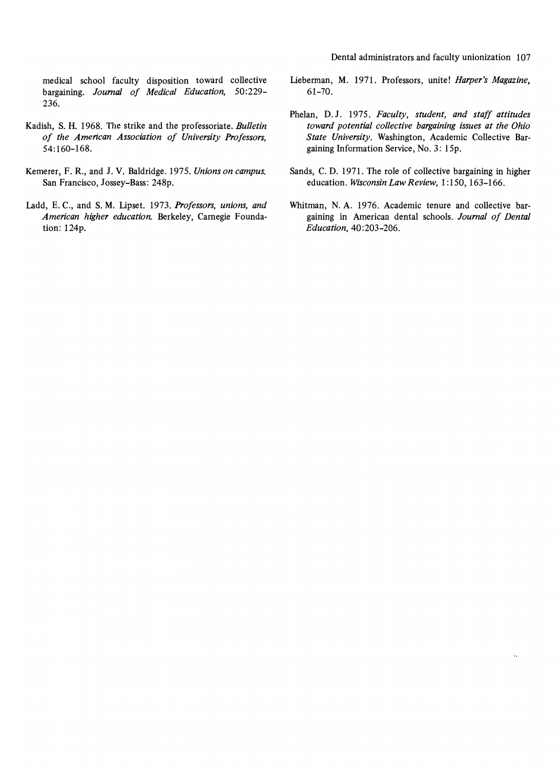medical school faculty disposition toward collective bargaining. *Journal of Medical Education,* 50:229-236.

Kadish, S. H. 1968. The strike and the professoriate. *Bulletin of the American Association of University Professors,* 54:160-168.

Kemerer, F. R., and J. V. Baldridge. 1975. *Unions on campus.* San Francisco, Jossey-Bass: 248p.

Ladd, E. C., and S. M. Lipset. 1973. *Professors, unions, and American higher education.* Berkeley, Carnegie Foundation: 124p.

Lieberman, M. 1971. Professors, unite! *Harper's Magazine,* 61-70.

Phelan, D. J. 1975. *Faculty, student, and staff attitudes toward potential collective bargaining issues at the Ohio State University.* Washington, Academic Collective Bargaining Information Service, No. 3: 15p.

Sands, C. D. 1971. The role of collective bargaining in higher education. *Wisconsin Law Review,* 1:150, 163-166.

Whitman, N. A. 1976. Academic tenure and collective bargaining in American dental schools. *Journal of Dental Education,* 40:203-206.